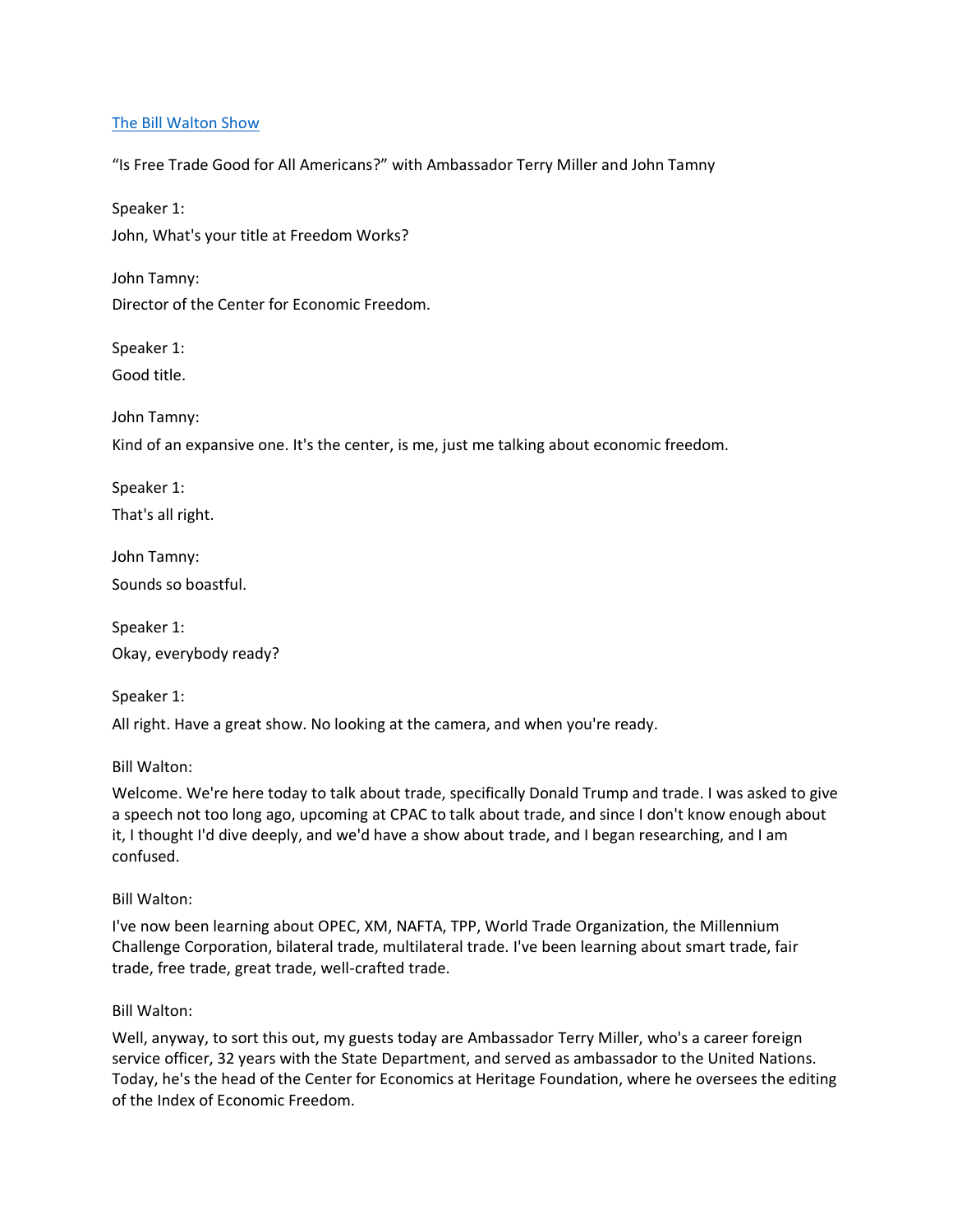[The Bill Walton Show](#)

"Is Free Trade Good for All Americans?" with Ambassador Terry Miller and John Tamny

Speaker 1:
John, What's your title at Freedom Works?

John Tamny:
Director of the Center for Economic Freedom.

Speaker 1:
Good title.

John Tamny:
Kind of an expansive one. It's the center, is me, just me talking about economic freedom.

Speaker 1:
That's all right.

John Tamny:
Sounds so boastful.

Speaker 1:
Okay, everybody ready?

Speaker 1:
All right. Have a great show. No looking at the camera, and when you're ready.

Bill Walton:
Welcome. We're here today to talk about trade, specifically Donald Trump and trade. I was asked to give a speech not too long ago, upcoming at CPAC to talk about trade, and since I don't know enough about it, I thought I'd dive deeply, and we'd have a show about trade, and I began researching, and I am confused.

Bill Walton:
I've now been learning about OPEC, XM, NAFTA, TPP, World Trade Organization, the Millennium Challenge Corporation, bilateral trade, multilateral trade. I've been learning about smart trade, fair trade, free trade, great trade, well-crafted trade.

Bill Walton:
Well, anyway, to sort this out, my guests today are Ambassador Terry Miller, who's a career foreign service officer, 32 years with the State Department, and served as ambassador to the United Nations. Today, he's the head of the Center for Economics at Heritage Foundation, where he oversees the editing of the Index of Economic Freedom.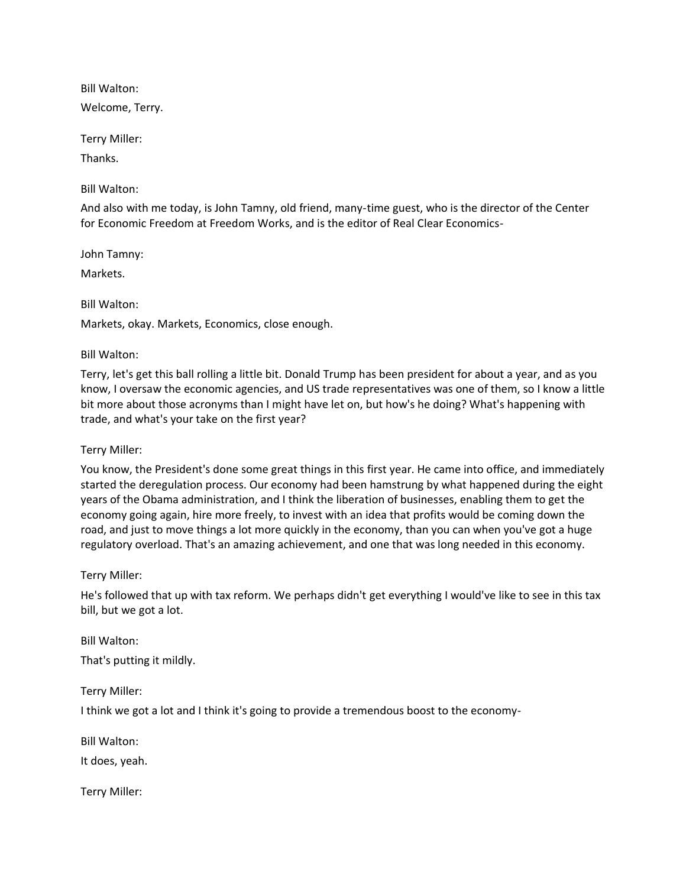Bill Walton:

Welcome, Terry.

Terry Miller:

Thanks.

Bill Walton:

And also with me today, is John Tamny, old friend, many-time guest, who is the director of the Center for Economic Freedom at Freedom Works, and is the editor of Real Clear Economics-

John Tamny:

Markets.

Bill Walton:

Markets, okay. Markets, Economics, close enough.

Bill Walton:

Terry, let's get this ball rolling a little bit. Donald Trump has been president for about a year, and as you know, I oversaw the economic agencies, and US trade representatives was one of them, so I know a little bit more about those acronyms than I might have let on, but how's he doing? What's happening with trade, and what's your take on the first year?

Terry Miller:

You know, the President's done some great things in this first year. He came into office, and immediately started the deregulation process. Our economy had been hamstrung by what happened during the eight years of the Obama administration, and I think the liberation of businesses, enabling them to get the economy going again, hire more freely, to invest with an idea that profits would be coming down the road, and just to move things a lot more quickly in the economy, than you can when you've got a huge regulatory overload. That's an amazing achievement, and one that was long needed in this economy.

Terry Miller:

He's followed that up with tax reform. We perhaps didn't get everything I would've like to see in this tax bill, but we got a lot.

Bill Walton:

That's putting it mildly.

Terry Miller:

I think we got a lot and I think it's going to provide a tremendous boost to the economy-

Bill Walton:

It does, yeah.

Terry Miller: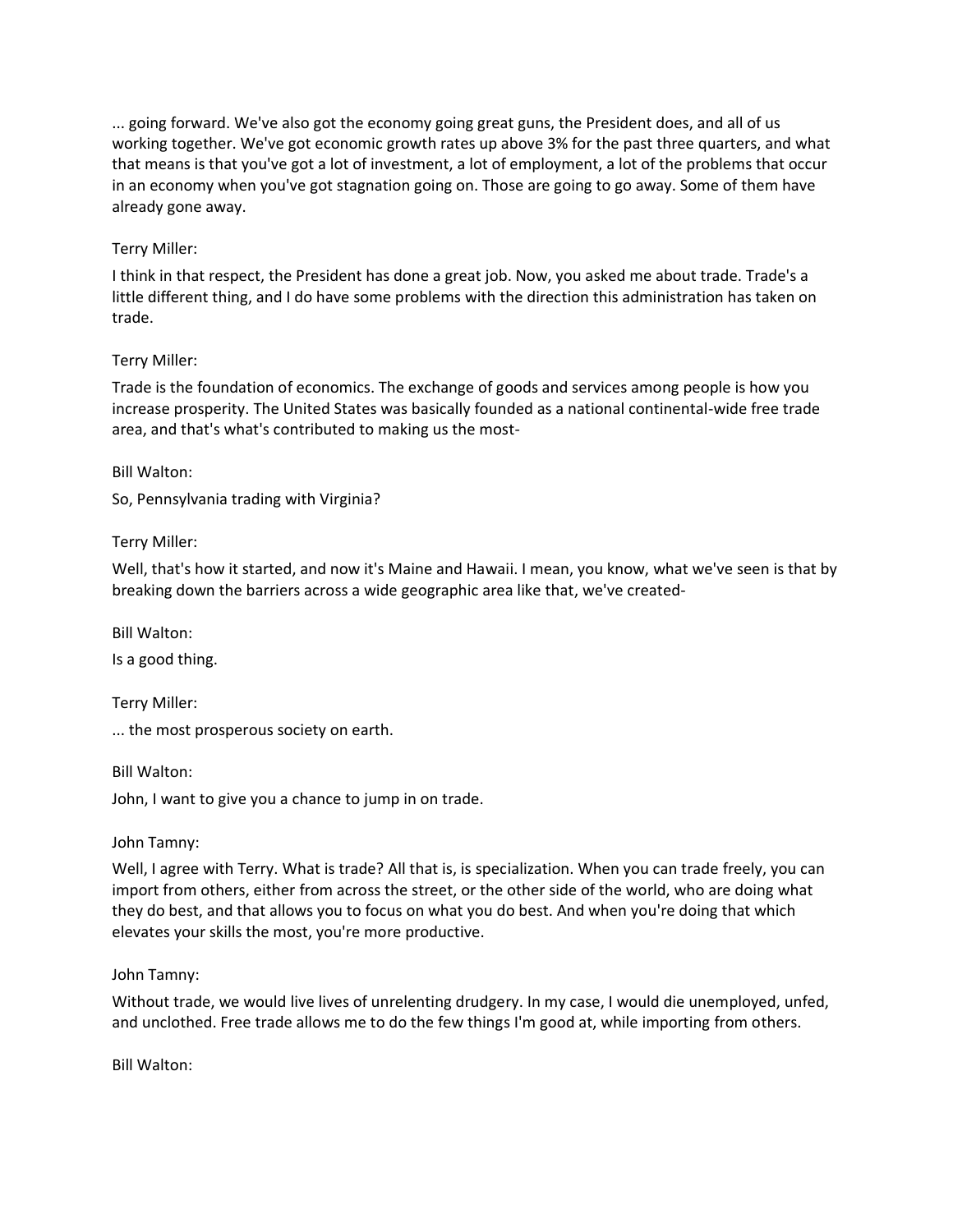... going forward. We've also got the economy going great guns, the President does, and all of us working together. We've got economic growth rates up above 3% for the past three quarters, and what that means is that you've got a lot of investment, a lot of employment, a lot of the problems that occur in an economy when you've got stagnation going on. Those are going to go away. Some of them have already gone away.

Terry Miller:

I think in that respect, the President has done a great job. Now, you asked me about trade. Trade's a little different thing, and I do have some problems with the direction this administration has taken on trade.

Terry Miller:

Trade is the foundation of economics. The exchange of goods and services among people is how you increase prosperity. The United States was basically founded as a national continental-wide free trade area, and that's what's contributed to making us the most-

Bill Walton:

So, Pennsylvania trading with Virginia?

Terry Miller:

Well, that's how it started, and now it's Maine and Hawaii. I mean, you know, what we've seen is that by breaking down the barriers across a wide geographic area like that, we've created-

Bill Walton:

Is a good thing.

Terry Miller:

... the most prosperous society on earth.

Bill Walton:

John, I want to give you a chance to jump in on trade.

John Tamny:

Well, I agree with Terry. What is trade? All that is, is specialization. When you can trade freely, you can import from others, either from across the street, or the other side of the world, who are doing what they do best, and that allows you to focus on what you do best. And when you're doing that which elevates your skills the most, you're more productive.

John Tamny:

Without trade, we would live lives of unrelenting drudgery. In my case, I would die unemployed, unfed, and unclothed. Free trade allows me to do the few things I'm good at, while importing from others.

Bill Walton: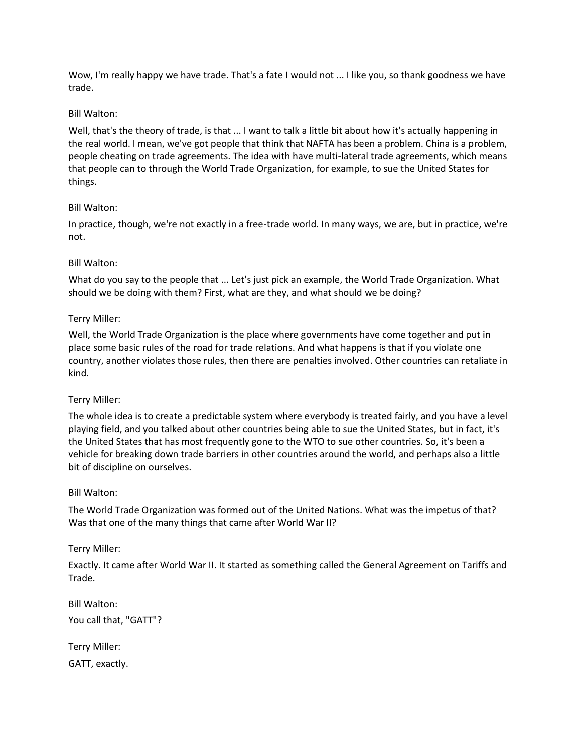Wow, I'm really happy we have trade. That's a fate I would not ... I like you, so thank goodness we have trade.

Bill Walton:

Well, that's the theory of trade, is that ... I want to talk a little bit about how it's actually happening in the real world. I mean, we've got people that think that NAFTA has been a problem. China is a problem, people cheating on trade agreements. The idea with have multi-lateral trade agreements, which means that people can to through the World Trade Organization, for example, to sue the United States for things.

Bill Walton:

In practice, though, we're not exactly in a free-trade world. In many ways, we are, but in practice, we're not.

Bill Walton:

What do you say to the people that ... Let's just pick an example, the World Trade Organization. What should we be doing with them? First, what are they, and what should we be doing?

Terry Miller:

Well, the World Trade Organization is the place where governments have come together and put in place some basic rules of the road for trade relations. And what happens is that if you violate one country, another violates those rules, then there are penalties involved. Other countries can retaliate in kind.

Terry Miller:

The whole idea is to create a predictable system where everybody is treated fairly, and you have a level playing field, and you talked about other countries being able to sue the United States, but in fact, it's the United States that has most frequently gone to the WTO to sue other countries. So, it's been a vehicle for breaking down trade barriers in other countries around the world, and perhaps also a little bit of discipline on ourselves.

Bill Walton:

The World Trade Organization was formed out of the United Nations. What was the impetus of that? Was that one of the many things that came after World War II?

Terry Miller:

Exactly. It came after World War II. It started as something called the General Agreement on Tariffs and Trade.

Bill Walton:

You call that, "GATT"?

Terry Miller:

GATT, exactly.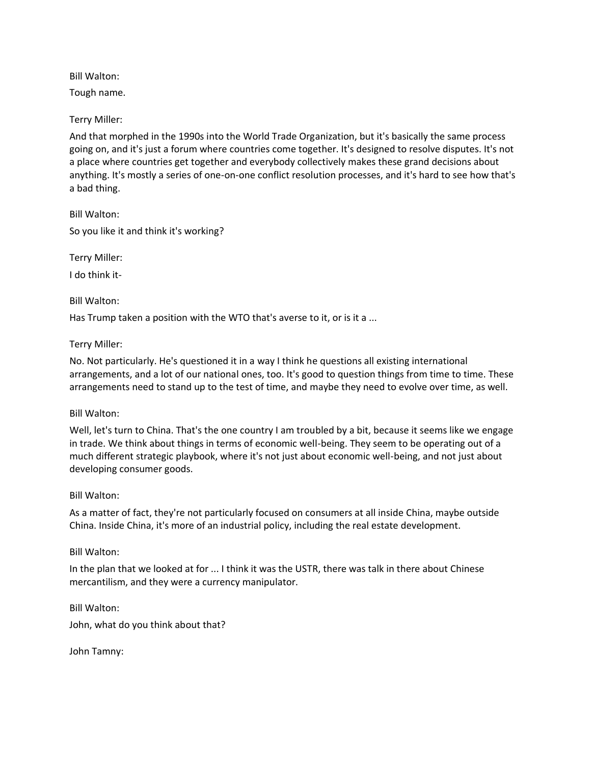Bill Walton:

Tough name.

Terry Miller:

And that morphed in the 1990s into the World Trade Organization, but it's basically the same process going on, and it's just a forum where countries come together. It's designed to resolve disputes. It's not a place where countries get together and everybody collectively makes these grand decisions about anything. It's mostly a series of one-on-one conflict resolution processes, and it's hard to see how that's a bad thing.

Bill Walton:

So you like it and think it's working?

Terry Miller:

I do think it-

Bill Walton:

Has Trump taken a position with the WTO that's averse to it, or is it a ...

Terry Miller:

No. Not particularly. He's questioned it in a way I think he questions all existing international arrangements, and a lot of our national ones, too. It's good to question things from time to time. These arrangements need to stand up to the test of time, and maybe they need to evolve over time, as well.

Bill Walton:

Well, let's turn to China. That's the one country I am troubled by a bit, because it seems like we engage in trade. We think about things in terms of economic well-being. They seem to be operating out of a much different strategic playbook, where it's not just about economic well-being, and not just about developing consumer goods.

Bill Walton:

As a matter of fact, they're not particularly focused on consumers at all inside China, maybe outside China. Inside China, it's more of an industrial policy, including the real estate development.

Bill Walton:

In the plan that we looked at for ... I think it was the USTR, there was talk in there about Chinese mercantilism, and they were a currency manipulator.

Bill Walton:

John, what do you think about that?

John Tamny: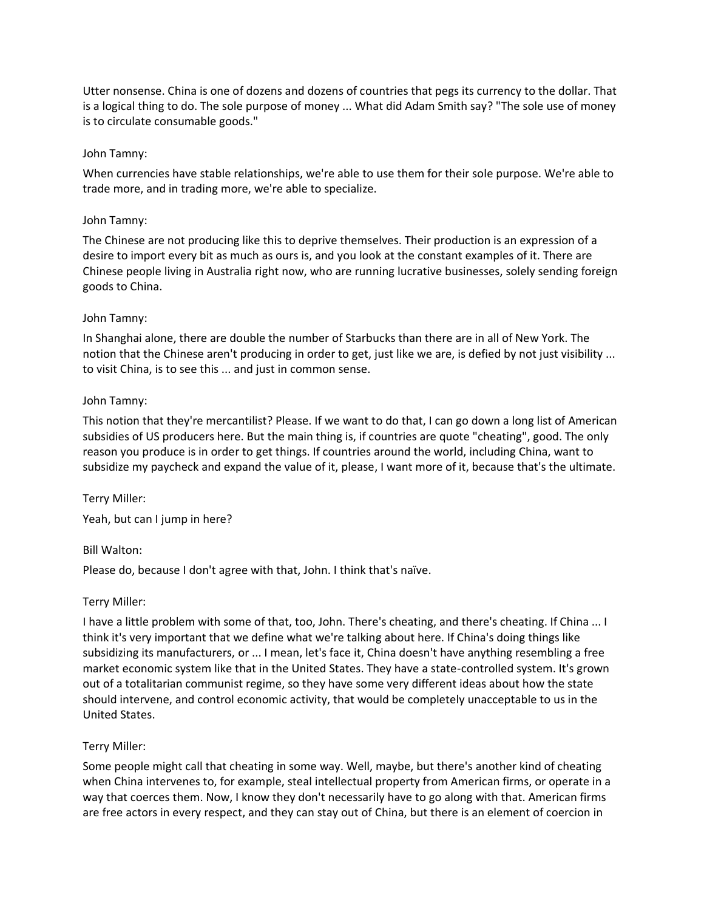Utter nonsense. China is one of dozens and dozens of countries that pegs its currency to the dollar. That is a logical thing to do. The sole purpose of money ... What did Adam Smith say? "The sole use of money is to circulate consumable goods."

John Tamny:

When currencies have stable relationships, we're able to use them for their sole purpose. We're able to trade more, and in trading more, we're able to specialize.

John Tamny:

The Chinese are not producing like this to deprive themselves. Their production is an expression of a desire to import every bit as much as ours is, and you look at the constant examples of it. There are Chinese people living in Australia right now, who are running lucrative businesses, solely sending foreign goods to China.

John Tamny:

In Shanghai alone, there are double the number of Starbucks than there are in all of New York. The notion that the Chinese aren't producing in order to get, just like we are, is defied by not just visibility ... to visit China, is to see this ... and just in common sense.

John Tamny:

This notion that they're mercantilist? Please. If we want to do that, I can go down a long list of American subsidies of US producers here. But the main thing is, if countries are quote "cheating", good. The only reason you produce is in order to get things. If countries around the world, including China, want to subsidize my paycheck and expand the value of it, please, I want more of it, because that's the ultimate.

Terry Miller:

Yeah, but can I jump in here?

Bill Walton:

Please do, because I don't agree with that, John. I think that's naïve.

Terry Miller:

I have a little problem with some of that, too, John. There's cheating, and there's cheating. If China ... I think it's very important that we define what we're talking about here. If China's doing things like subsidizing its manufacturers, or ... I mean, let's face it, China doesn't have anything resembling a free market economic system like that in the United States. They have a state-controlled system. It's grown out of a totalitarian communist regime, so they have some very different ideas about how the state should intervene, and control economic activity, that would be completely unacceptable to us in the United States.

Terry Miller:

Some people might call that cheating in some way. Well, maybe, but there's another kind of cheating when China intervenes to, for example, steal intellectual property from American firms, or operate in a way that coerces them. Now, I know they don't necessarily have to go along with that. American firms are free actors in every respect, and they can stay out of China, but there is an element of coercion in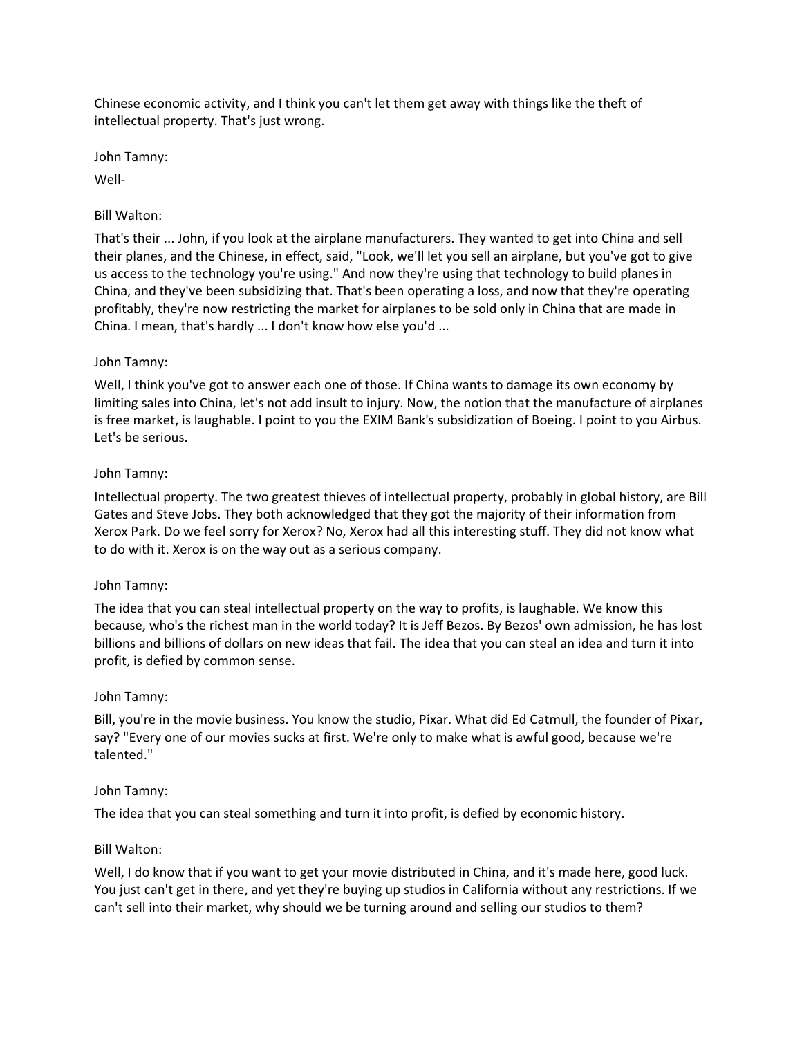Chinese economic activity, and I think you can't let them get away with things like the theft of intellectual property. That's just wrong.

John Tamny:

Well-

Bill Walton:

That's their ... John, if you look at the airplane manufacturers. They wanted to get into China and sell their planes, and the Chinese, in effect, said, "Look, we'll let you sell an airplane, but you've got to give us access to the technology you're using." And now they're using that technology to build planes in China, and they've been subsidizing that. That's been operating a loss, and now that they're operating profitably, they're now restricting the market for airplanes to be sold only in China that are made in China. I mean, that's hardly ... I don't know how else you'd ...

John Tamny:

Well, I think you've got to answer each one of those. If China wants to damage its own economy by limiting sales into China, let's not add insult to injury. Now, the notion that the manufacture of airplanes is free market, is laughable. I point to you the EXIM Bank's subsidization of Boeing. I point to you Airbus. Let's be serious.

John Tamny:

Intellectual property. The two greatest thieves of intellectual property, probably in global history, are Bill Gates and Steve Jobs. They both acknowledged that they got the majority of their information from Xerox Park. Do we feel sorry for Xerox? No, Xerox had all this interesting stuff. They did not know what to do with it. Xerox is on the way out as a serious company.

John Tamny:

The idea that you can steal intellectual property on the way to profits, is laughable. We know this because, who's the richest man in the world today? It is Jeff Bezos. By Bezos' own admission, he has lost billions and billions of dollars on new ideas that fail. The idea that you can steal an idea and turn it into profit, is defied by common sense.

John Tamny:

Bill, you're in the movie business. You know the studio, Pixar. What did Ed Catmull, the founder of Pixar, say? "Every one of our movies sucks at first. We're only to make what is awful good, because we're talented."

John Tamny:

The idea that you can steal something and turn it into profit, is defied by economic history.

Bill Walton:

Well, I do know that if you want to get your movie distributed in China, and it's made here, good luck. You just can't get in there, and yet they're buying up studios in California without any restrictions. If we can't sell into their market, why should we be turning around and selling our studios to them?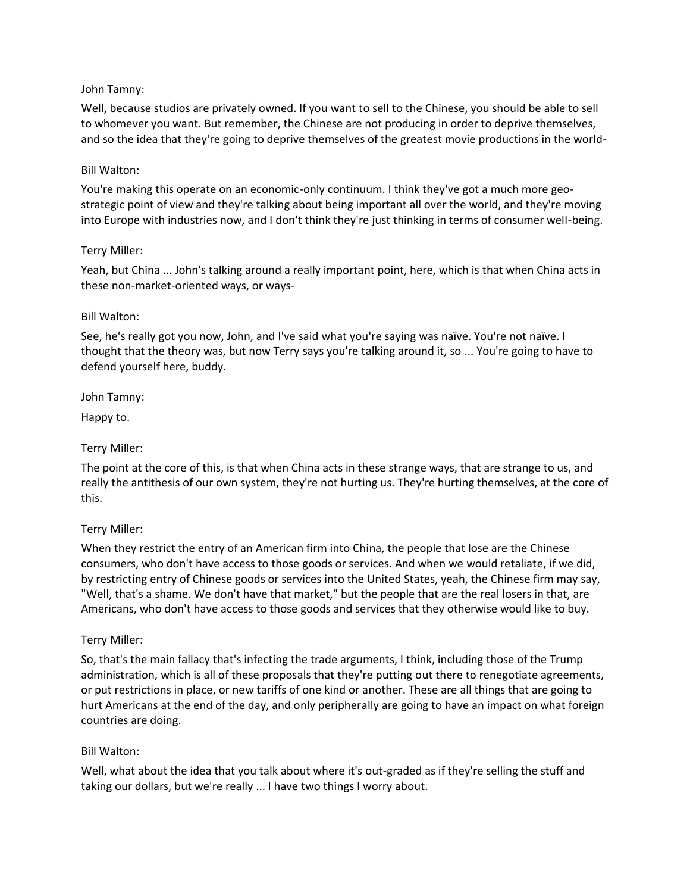John Tamny:

Well, because studios are privately owned. If you want to sell to the Chinese, you should be able to sell to whomever you want. But remember, the Chinese are not producing in order to deprive themselves, and so the idea that they're going to deprive themselves of the greatest movie productions in the world-

Bill Walton:

You're making this operate on an economic-only continuum. I think they've got a much more geo-strategic point of view and they're talking about being important all over the world, and they're moving into Europe with industries now, and I don't think they're just thinking in terms of consumer well-being.

Terry Miller:

Yeah, but China ... John's talking around a really important point, here, which is that when China acts in these non-market-oriented ways, or ways-

Bill Walton:

See, he's really got you now, John, and I've said what you're saying was naïve. You're not naïve. I thought that the theory was, but now Terry says you're talking around it, so ... You're going to have to defend yourself here, buddy.

John Tamny:

Happy to.

Terry Miller:

The point at the core of this, is that when China acts in these strange ways, that are strange to us, and really the antithesis of our own system, they're not hurting us. They're hurting themselves, at the core of this.

Terry Miller:

When they restrict the entry of an American firm into China, the people that lose are the Chinese consumers, who don't have access to those goods or services. And when we would retaliate, if we did, by restricting entry of Chinese goods or services into the United States, yeah, the Chinese firm may say, "Well, that's a shame. We don't have that market," but the people that are the real losers in that, are Americans, who don't have access to those goods and services that they otherwise would like to buy.

Terry Miller:

So, that's the main fallacy that's infecting the trade arguments, I think, including those of the Trump administration, which is all of these proposals that they're putting out there to renegotiate agreements, or put restrictions in place, or new tariffs of one kind or another. These are all things that are going to hurt Americans at the end of the day, and only peripherally are going to have an impact on what foreign countries are doing.

Bill Walton:

Well, what about the idea that you talk about where it's out-graded as if they're selling the stuff and taking our dollars, but we're really ... I have two things I worry about.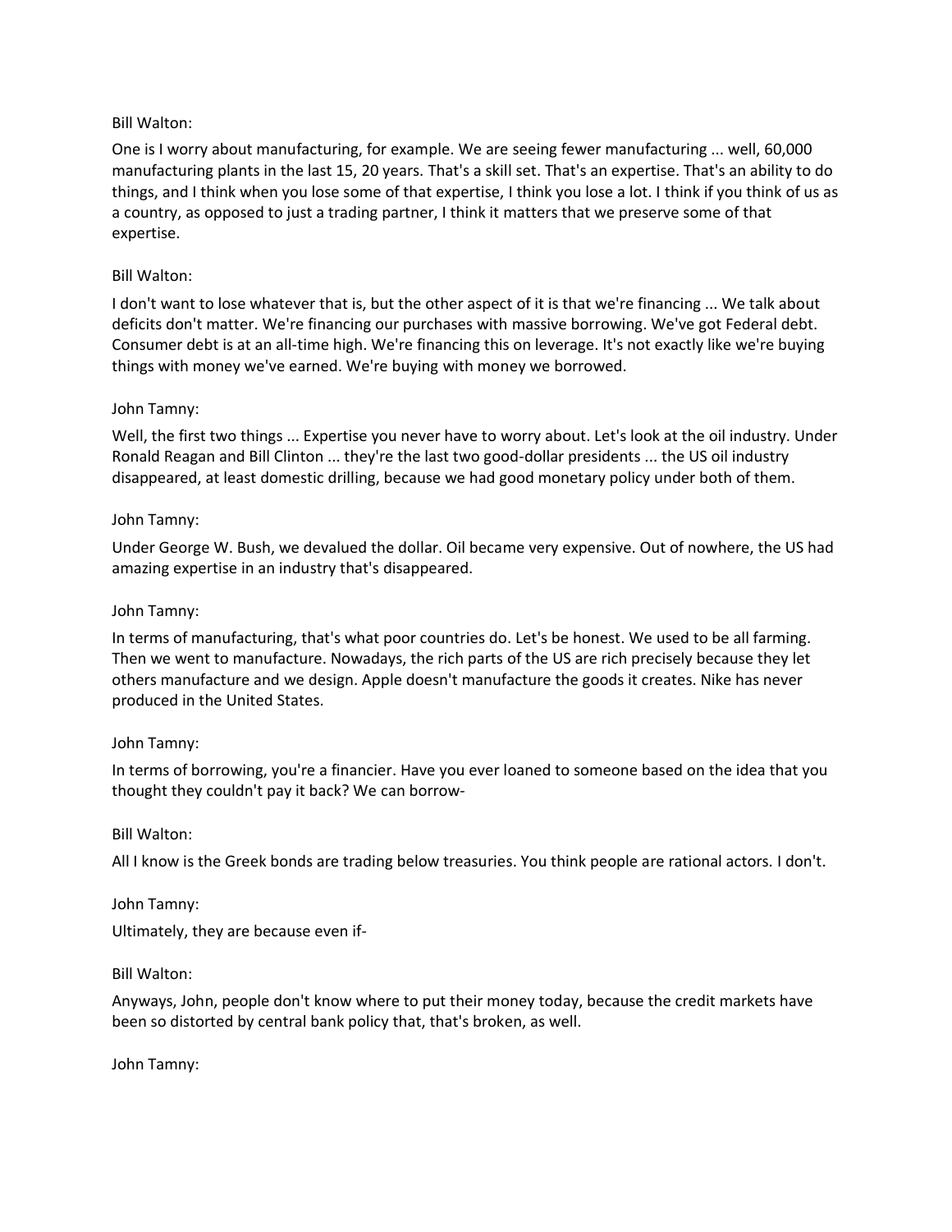Bill Walton:

One is I worry about manufacturing, for example. We are seeing fewer manufacturing ... well, 60,000 manufacturing plants in the last 15, 20 years. That's a skill set. That's an expertise. That's an ability to do things, and I think when you lose some of that expertise, I think you lose a lot. I think if you think of us as a country, as opposed to just a trading partner, I think it matters that we preserve some of that expertise.

Bill Walton:

I don't want to lose whatever that is, but the other aspect of it is that we're financing ... We talk about deficits don't matter. We're financing our purchases with massive borrowing. We've got Federal debt. Consumer debt is at an all-time high. We're financing this on leverage. It's not exactly like we're buying things with money we've earned. We're buying with money we borrowed.

John Tamny:

Well, the first two things ... Expertise you never have to worry about. Let's look at the oil industry. Under Ronald Reagan and Bill Clinton ... they're the last two good-dollar presidents ... the US oil industry disappeared, at least domestic drilling, because we had good monetary policy under both of them.

John Tamny:

Under George W. Bush, we devalued the dollar. Oil became very expensive. Out of nowhere, the US had amazing expertise in an industry that's disappeared.

John Tamny:

In terms of manufacturing, that's what poor countries do. Let's be honest. We used to be all farming. Then we went to manufacture. Nowadays, the rich parts of the US are rich precisely because they let others manufacture and we design. Apple doesn't manufacture the goods it creates. Nike has never produced in the United States.

John Tamny:

In terms of borrowing, you're a financier. Have you ever loaned to someone based on the idea that you thought they couldn't pay it back? We can borrow-

Bill Walton:

All I know is the Greek bonds are trading below treasuries. You think people are rational actors. I don't.

John Tamny:

Ultimately, they are because even if-

Bill Walton:

Anyways, John, people don't know where to put their money today, because the credit markets have been so distorted by central bank policy that, that's broken, as well.

John Tamny: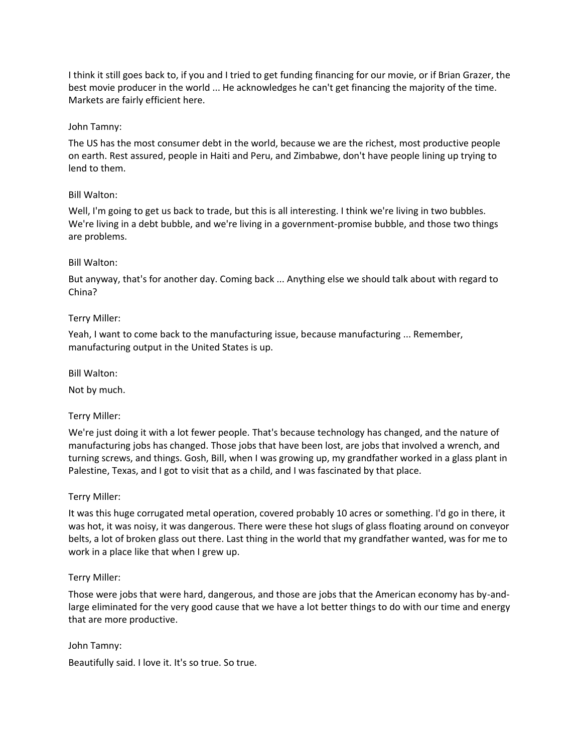I think it still goes back to, if you and I tried to get funding financing for our movie, or if Brian Grazer, the best movie producer in the world ... He acknowledges he can't get financing the majority of the time. Markets are fairly efficient here.

John Tamny:

The US has the most consumer debt in the world, because we are the richest, most productive people on earth. Rest assured, people in Haiti and Peru, and Zimbabwe, don't have people lining up trying to lend to them.

Bill Walton:

Well, I'm going to get us back to trade, but this is all interesting. I think we're living in two bubbles. We're living in a debt bubble, and we're living in a government-promise bubble, and those two things are problems.

Bill Walton:

But anyway, that's for another day. Coming back ... Anything else we should talk about with regard to China?

Terry Miller:

Yeah, I want to come back to the manufacturing issue, because manufacturing ... Remember, manufacturing output in the United States is up.

Bill Walton:

Not by much.

Terry Miller:

We're just doing it with a lot fewer people. That's because technology has changed, and the nature of manufacturing jobs has changed. Those jobs that have been lost, are jobs that involved a wrench, and turning screws, and things. Gosh, Bill, when I was growing up, my grandfather worked in a glass plant in Palestine, Texas, and I got to visit that as a child, and I was fascinated by that place.

Terry Miller:

It was this huge corrugated metal operation, covered probably 10 acres or something. I'd go in there, it was hot, it was noisy, it was dangerous. There were these hot slugs of glass floating around on conveyor belts, a lot of broken glass out there. Last thing in the world that my grandfather wanted, was for me to work in a place like that when I grew up.

Terry Miller:

Those were jobs that were hard, dangerous, and those are jobs that the American economy has by-and-large eliminated for the very good cause that we have a lot better things to do with our time and energy that are more productive.

John Tamny:

Beautifully said. I love it. It's so true. So true.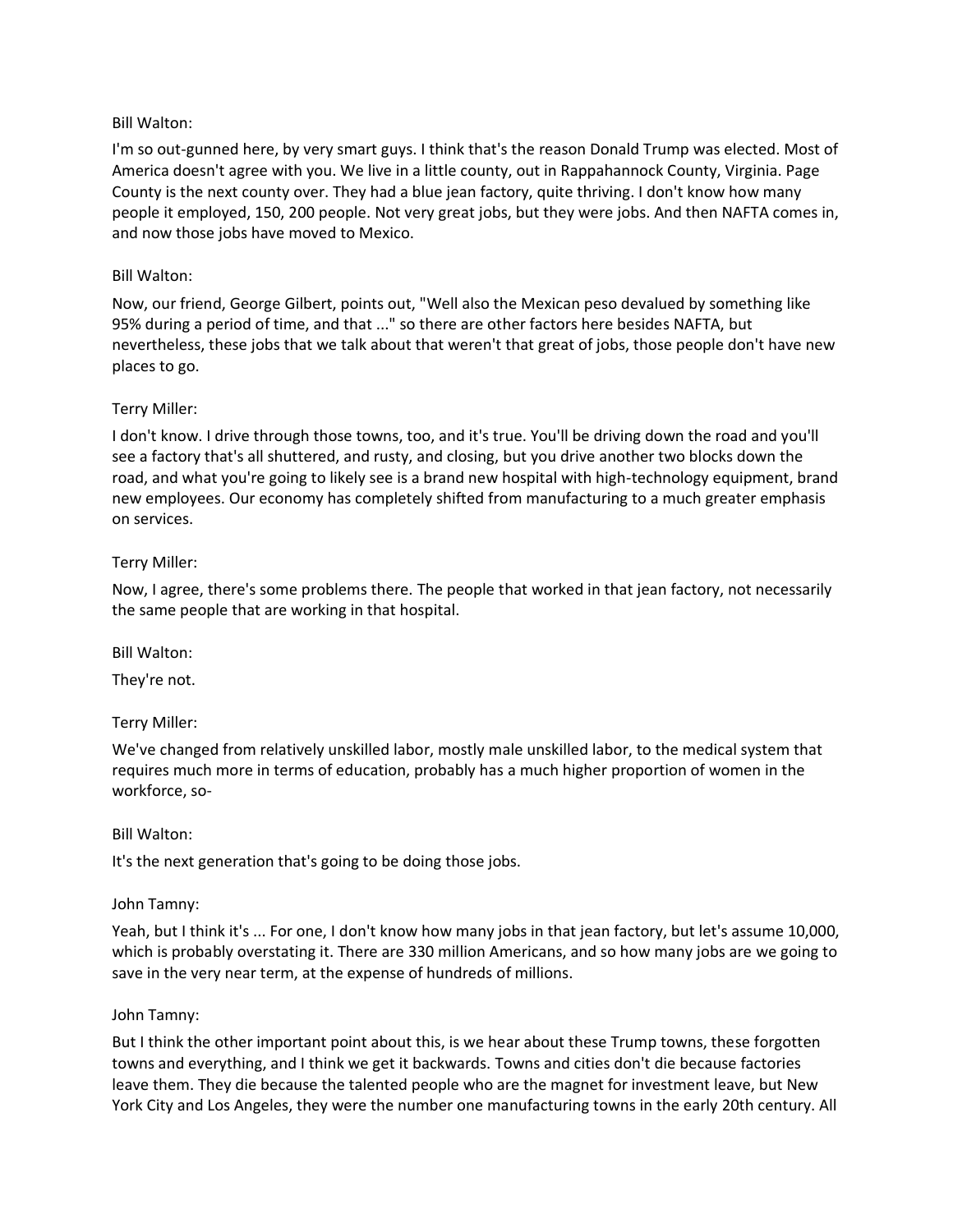Bill Walton:

I'm so out-gunned here, by very smart guys. I think that's the reason Donald Trump was elected. Most of America doesn't agree with you. We live in a little county, out in Rappahannock County, Virginia. Page County is the next county over. They had a blue jean factory, quite thriving. I don't know how many people it employed, 150, 200 people. Not very great jobs, but they were jobs. And then NAFTA comes in, and now those jobs have moved to Mexico.

Bill Walton:

Now, our friend, George Gilbert, points out, "Well also the Mexican peso devalued by something like 95% during a period of time, and that ..." so there are other factors here besides NAFTA, but nevertheless, these jobs that we talk about that weren't that great of jobs, those people don't have new places to go.

Terry Miller:

I don't know. I drive through those towns, too, and it's true. You'll be driving down the road and you'll see a factory that's all shuttered, and rusty, and closing, but you drive another two blocks down the road, and what you're going to likely see is a brand new hospital with high-technology equipment, brand new employees. Our economy has completely shifted from manufacturing to a much greater emphasis on services.

Terry Miller:

Now, I agree, there's some problems there. The people that worked in that jean factory, not necessarily the same people that are working in that hospital.

Bill Walton:

They're not.

Terry Miller:

We've changed from relatively unskilled labor, mostly male unskilled labor, to the medical system that requires much more in terms of education, probably has a much higher proportion of women in the workforce, so-

Bill Walton:

It's the next generation that's going to be doing those jobs.

John Tamny:

Yeah, but I think it's ... For one, I don't know how many jobs in that jean factory, but let's assume 10,000, which is probably overstating it. There are 330 million Americans, and so how many jobs are we going to save in the very near term, at the expense of hundreds of millions.

John Tamny:

But I think the other important point about this, is we hear about these Trump towns, these forgotten towns and everything, and I think we get it backwards. Towns and cities don't die because factories leave them. They die because the talented people who are the magnet for investment leave, but New York City and Los Angeles, they were the number one manufacturing towns in the early 20th century. All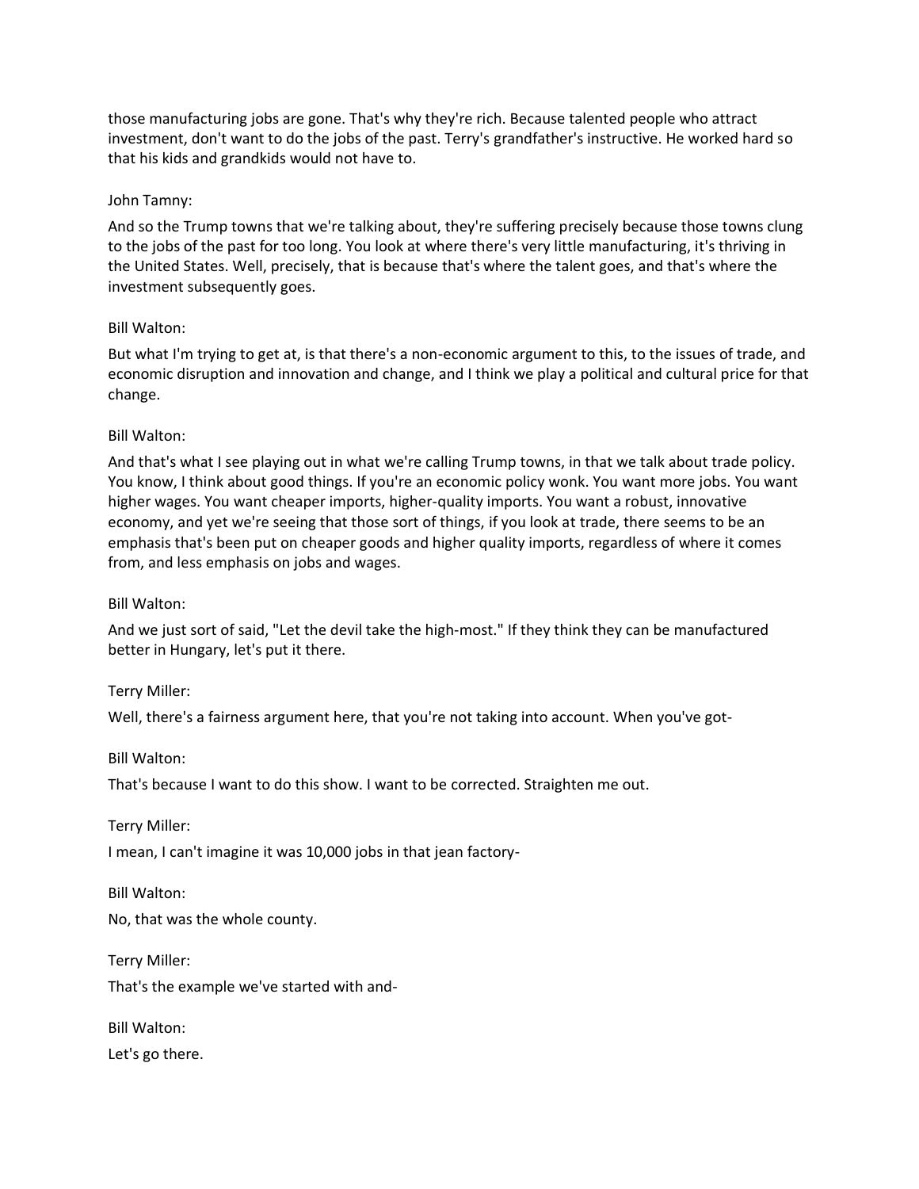those manufacturing jobs are gone. That's why they're rich. Because talented people who attract investment, don't want to do the jobs of the past. Terry's grandfather's instructive. He worked hard so that his kids and grandkids would not have to.

John Tamny:

And so the Trump towns that we're talking about, they're suffering precisely because those towns clung to the jobs of the past for too long. You look at where there's very little manufacturing, it's thriving in the United States. Well, precisely, that is because that's where the talent goes, and that's where the investment subsequently goes.

Bill Walton:

But what I'm trying to get at, is that there's a non-economic argument to this, to the issues of trade, and economic disruption and innovation and change, and I think we play a political and cultural price for that change.

Bill Walton:

And that's what I see playing out in what we're calling Trump towns, in that we talk about trade policy. You know, I think about good things. If you're an economic policy wonk. You want more jobs. You want higher wages. You want cheaper imports, higher-quality imports. You want a robust, innovative economy, and yet we're seeing that those sort of things, if you look at trade, there seems to be an emphasis that's been put on cheaper goods and higher quality imports, regardless of where it comes from, and less emphasis on jobs and wages.

Bill Walton:

And we just sort of said, "Let the devil take the high-most." If they think they can be manufactured better in Hungary, let's put it there.

Terry Miller:

Well, there's a fairness argument here, that you're not taking into account. When you've got-

Bill Walton:

That's because I want to do this show. I want to be corrected. Straighten me out.

Terry Miller:

I mean, I can't imagine it was 10,000 jobs in that jean factory-

Bill Walton:

No, that was the whole county.

Terry Miller:

That's the example we've started with and-

Bill Walton:

Let's go there.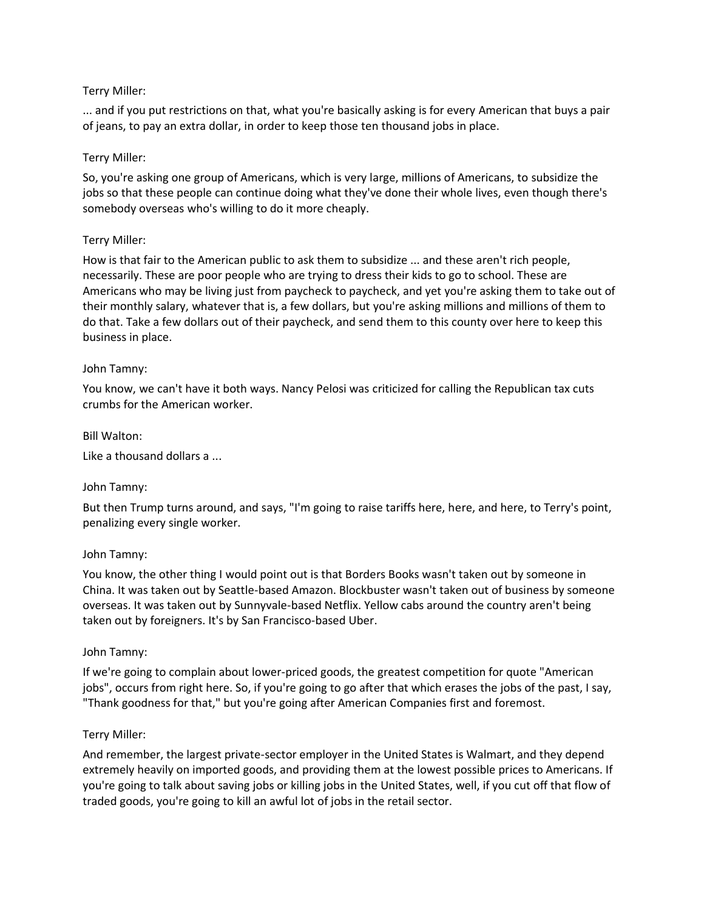Terry Miller:

... and if you put restrictions on that, what you're basically asking is for every American that buys a pair of jeans, to pay an extra dollar, in order to keep those ten thousand jobs in place.

Terry Miller:

So, you're asking one group of Americans, which is very large, millions of Americans, to subsidize the jobs so that these people can continue doing what they've done their whole lives, even though there's somebody overseas who's willing to do it more cheaply.

Terry Miller:

How is that fair to the American public to ask them to subsidize ... and these aren't rich people, necessarily. These are poor people who are trying to dress their kids to go to school. These are Americans who may be living just from paycheck to paycheck, and yet you're asking them to take out of their monthly salary, whatever that is, a few dollars, but you're asking millions and millions of them to do that. Take a few dollars out of their paycheck, and send them to this county over here to keep this business in place.

John Tamny:

You know, we can't have it both ways. Nancy Pelosi was criticized for calling the Republican tax cuts crumbs for the American worker.

Bill Walton:

Like a thousand dollars a ...

John Tamny:

But then Trump turns around, and says, "I'm going to raise tariffs here, here, and here, to Terry's point, penalizing every single worker.

John Tamny:

You know, the other thing I would point out is that Borders Books wasn't taken out by someone in China. It was taken out by Seattle-based Amazon. Blockbuster wasn't taken out of business by someone overseas. It was taken out by Sunnyvale-based Netflix. Yellow cabs around the country aren't being taken out by foreigners. It's by San Francisco-based Uber.

John Tamny:

If we're going to complain about lower-priced goods, the greatest competition for quote "American jobs", occurs from right here. So, if you're going to go after that which erases the jobs of the past, I say, "Thank goodness for that," but you're going after American Companies first and foremost.

Terry Miller:

And remember, the largest private-sector employer in the United States is Walmart, and they depend extremely heavily on imported goods, and providing them at the lowest possible prices to Americans. If you're going to talk about saving jobs or killing jobs in the United States, well, if you cut off that flow of traded goods, you're going to kill an awful lot of jobs in the retail sector.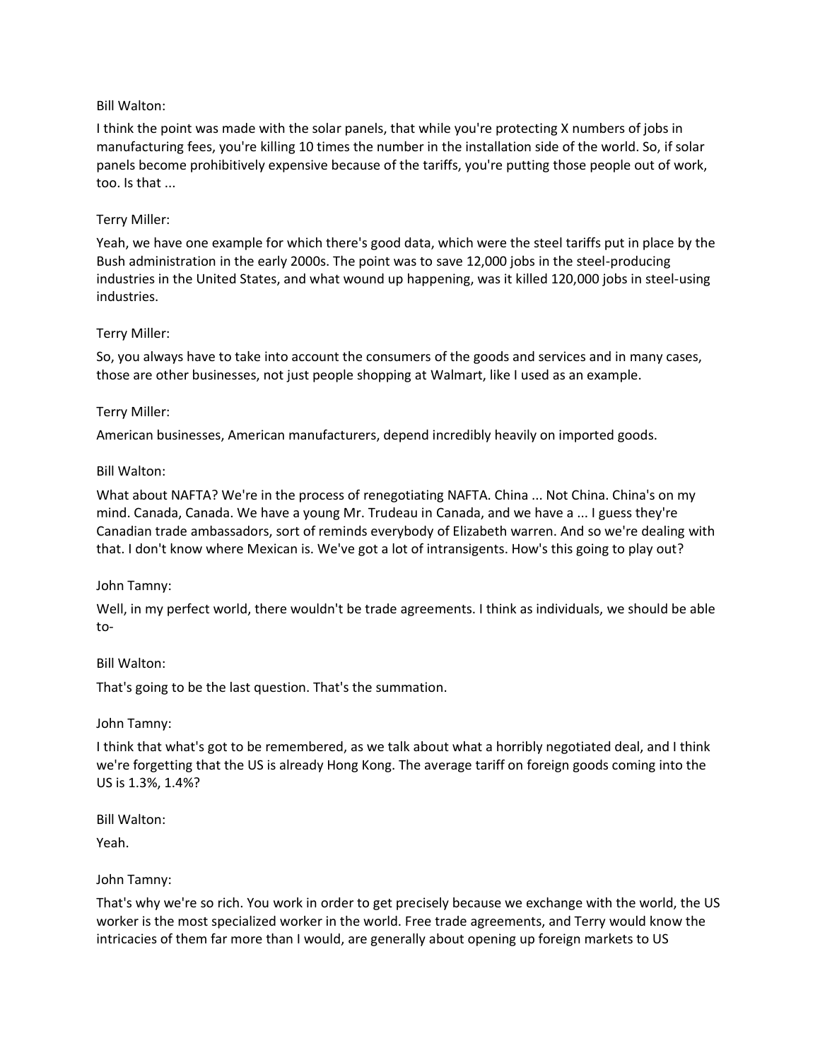Bill Walton:

I think the point was made with the solar panels, that while you're protecting X numbers of jobs in manufacturing fees, you're killing 10 times the number in the installation side of the world. So, if solar panels become prohibitively expensive because of the tariffs, you're putting those people out of work, too. Is that ...

Terry Miller:

Yeah, we have one example for which there's good data, which were the steel tariffs put in place by the Bush administration in the early 2000s. The point was to save 12,000 jobs in the steel-producing industries in the United States, and what wound up happening, was it killed 120,000 jobs in steel-using industries.

Terry Miller:

So, you always have to take into account the consumers of the goods and services and in many cases, those are other businesses, not just people shopping at Walmart, like I used as an example.

Terry Miller:

American businesses, American manufacturers, depend incredibly heavily on imported goods.

Bill Walton:

What about NAFTA? We're in the process of renegotiating NAFTA. China ... Not China. China's on my mind. Canada, Canada. We have a young Mr. Trudeau in Canada, and we have a ... I guess they're Canadian trade ambassadors, sort of reminds everybody of Elizabeth warren. And so we're dealing with that. I don't know where Mexican is. We've got a lot of intransigents. How's this going to play out?

John Tamny:

Well, in my perfect world, there wouldn't be trade agreements. I think as individuals, we should be able to-

Bill Walton:

That's going to be the last question. That's the summation.

John Tamny:

I think that what's got to be remembered, as we talk about what a horribly negotiated deal, and I think we're forgetting that the US is already Hong Kong. The average tariff on foreign goods coming into the US is 1.3%, 1.4%?

Bill Walton:

Yeah.

John Tamny:

That's why we're so rich. You work in order to get precisely because we exchange with the world, the US worker is the most specialized worker in the world. Free trade agreements, and Terry would know the intricacies of them far more than I would, are generally about opening up foreign markets to US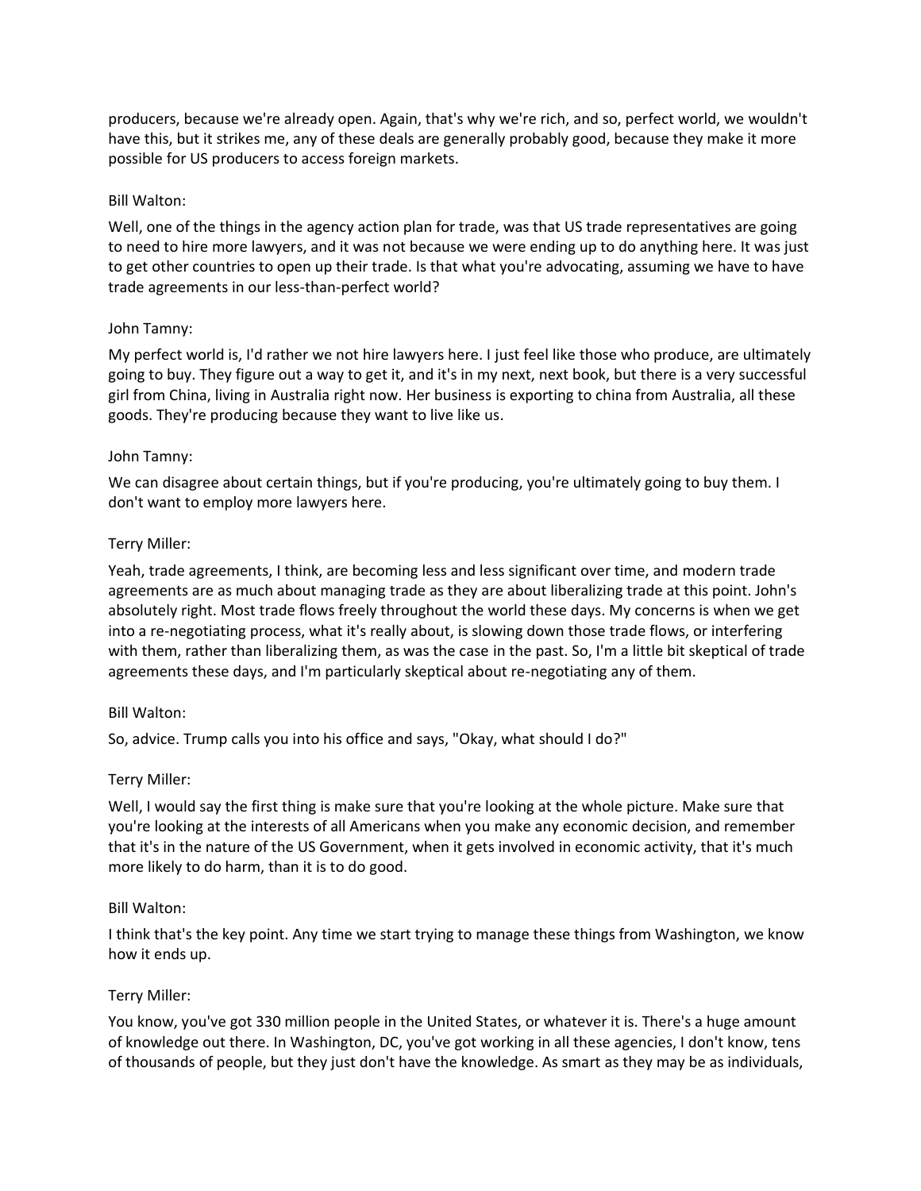producers, because we're already open. Again, that's why we're rich, and so, perfect world, we wouldn't have this, but it strikes me, any of these deals are generally probably good, because they make it more possible for US producers to access foreign markets.

Bill Walton:

Well, one of the things in the agency action plan for trade, was that US trade representatives are going to need to hire more lawyers, and it was not because we were ending up to do anything here. It was just to get other countries to open up their trade. Is that what you're advocating, assuming we have to have trade agreements in our less-than-perfect world?

John Tamny:

My perfect world is, I'd rather we not hire lawyers here. I just feel like those who produce, are ultimately going to buy. They figure out a way to get it, and it's in my next, next book, but there is a very successful girl from China, living in Australia right now. Her business is exporting to china from Australia, all these goods. They're producing because they want to live like us.

John Tamny:

We can disagree about certain things, but if you're producing, you're ultimately going to buy them. I don't want to employ more lawyers here.

Terry Miller:

Yeah, trade agreements, I think, are becoming less and less significant over time, and modern trade agreements are as much about managing trade as they are about liberalizing trade at this point. John's absolutely right. Most trade flows freely throughout the world these days. My concerns is when we get into a re-negotiating process, what it's really about, is slowing down those trade flows, or interfering with them, rather than liberalizing them, as was the case in the past. So, I'm a little bit skeptical of trade agreements these days, and I'm particularly skeptical about re-negotiating any of them.

Bill Walton:

So, advice. Trump calls you into his office and says, "Okay, what should I do?"

Terry Miller:

Well, I would say the first thing is make sure that you're looking at the whole picture. Make sure that you're looking at the interests of all Americans when you make any economic decision, and remember that it's in the nature of the US Government, when it gets involved in economic activity, that it's much more likely to do harm, than it is to do good.

Bill Walton:

I think that's the key point. Any time we start trying to manage these things from Washington, we know how it ends up.

Terry Miller:

You know, you've got 330 million people in the United States, or whatever it is. There's a huge amount of knowledge out there. In Washington, DC, you've got working in all these agencies, I don't know, tens of thousands of people, but they just don't have the knowledge. As smart as they may be as individuals,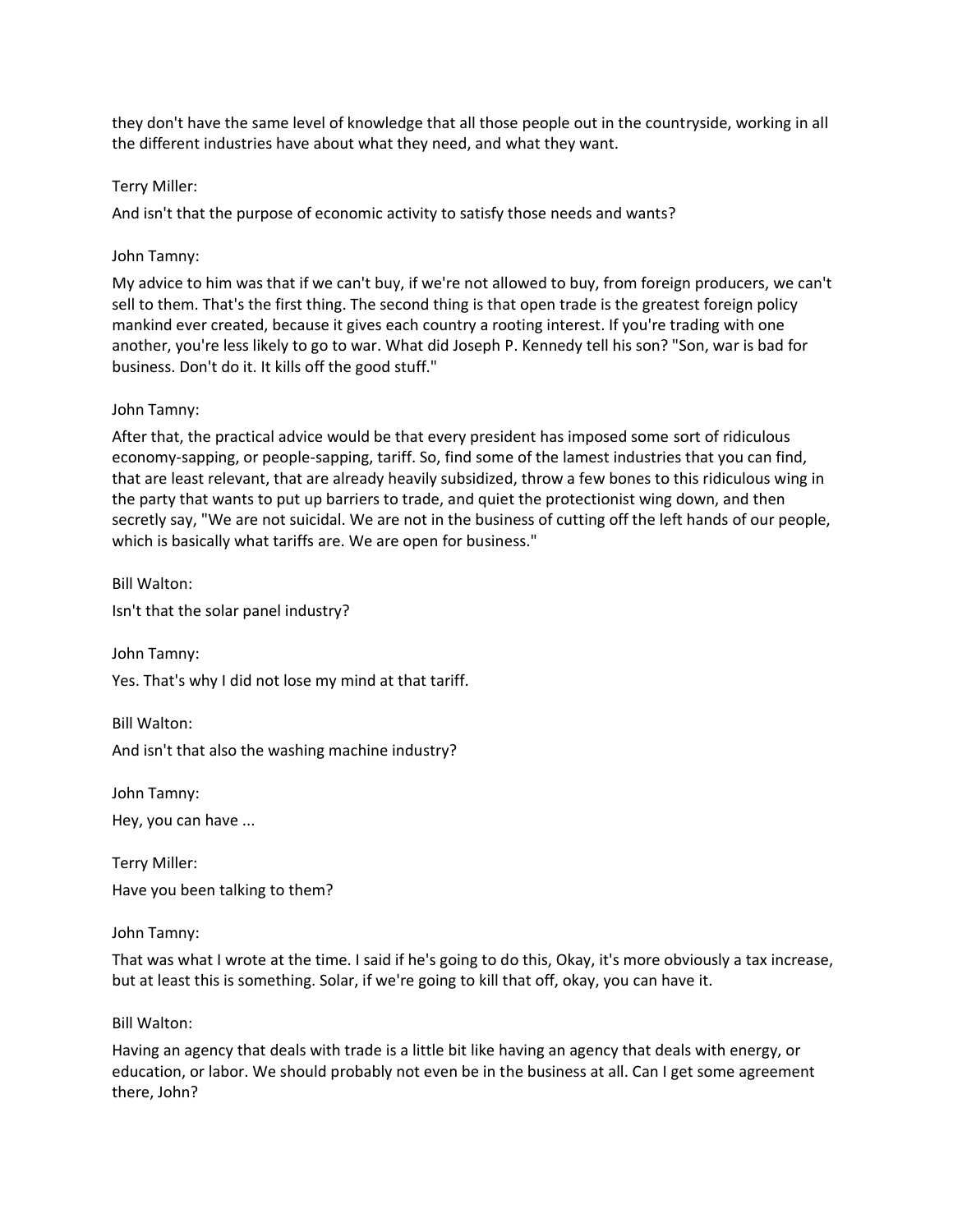they don't have the same level of knowledge that all those people out in the countryside, working in all the different industries have about what they need, and what they want.

Terry Miller:

And isn't that the purpose of economic activity to satisfy those needs and wants?

John Tamny:

My advice to him was that if we can't buy, if we're not allowed to buy, from foreign producers, we can't sell to them. That's the first thing. The second thing is that open trade is the greatest foreign policy mankind ever created, because it gives each country a rooting interest. If you're trading with one another, you're less likely to go to war. What did Joseph P. Kennedy tell his son? "Son, war is bad for business. Don't do it. It kills off the good stuff."

John Tamny:

After that, the practical advice would be that every president has imposed some sort of ridiculous economy-sapping, or people-sapping, tariff. So, find some of the lamest industries that you can find, that are least relevant, that are already heavily subsidized, throw a few bones to this ridiculous wing in the party that wants to put up barriers to trade, and quiet the protectionist wing down, and then secretly say, "We are not suicidal. We are not in the business of cutting off the left hands of our people, which is basically what tariffs are. We are open for business."

Bill Walton:

Isn't that the solar panel industry?

John Tamny:

Yes. That's why I did not lose my mind at that tariff.

Bill Walton:

And isn't that also the washing machine industry?

John Tamny:

Hey, you can have ...

Terry Miller:

Have you been talking to them?

John Tamny:

That was what I wrote at the time. I said if he's going to do this, Okay, it's more obviously a tax increase, but at least this is something. Solar, if we're going to kill that off, okay, you can have it.

Bill Walton:

Having an agency that deals with trade is a little bit like having an agency that deals with energy, or education, or labor. We should probably not even be in the business at all. Can I get some agreement there, John?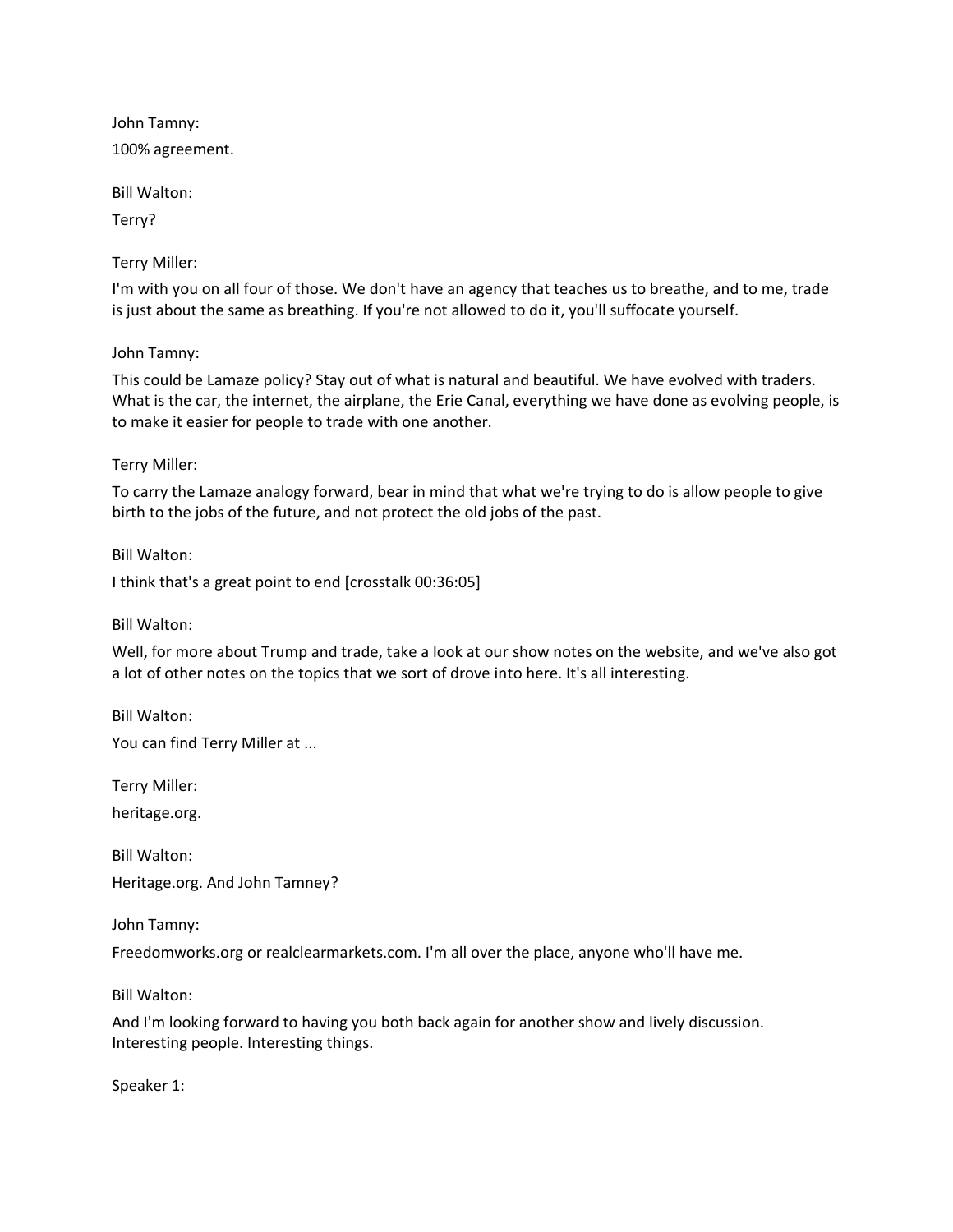John Tamny:

100% agreement.

Bill Walton:

Terry?

Terry Miller:

I'm with you on all four of those. We don't have an agency that teaches us to breathe, and to me, trade is just about the same as breathing. If you're not allowed to do it, you'll suffocate yourself.

John Tamny:

This could be Lamaze policy? Stay out of what is natural and beautiful. We have evolved with traders. What is the car, the internet, the airplane, the Erie Canal, everything we have done as evolving people, is to make it easier for people to trade with one another.

Terry Miller:

To carry the Lamaze analogy forward, bear in mind that what we're trying to do is allow people to give birth to the jobs of the future, and not protect the old jobs of the past.

Bill Walton:

I think that's a great point to end [crosstalk 00:36:05]

Bill Walton:

Well, for more about Trump and trade, take a look at our show notes on the website, and we've also got a lot of other notes on the topics that we sort of drove into here. It's all interesting.

Bill Walton:

You can find Terry Miller at ...

Terry Miller:

heritage.org.

Bill Walton:

Heritage.org. And John Tamney?

John Tamny:

Freedomworks.org or realclearmarkets.com. I'm all over the place, anyone who'll have me.

Bill Walton:

And I'm looking forward to having you both back again for another show and lively discussion. Interesting people. Interesting things.

Speaker 1: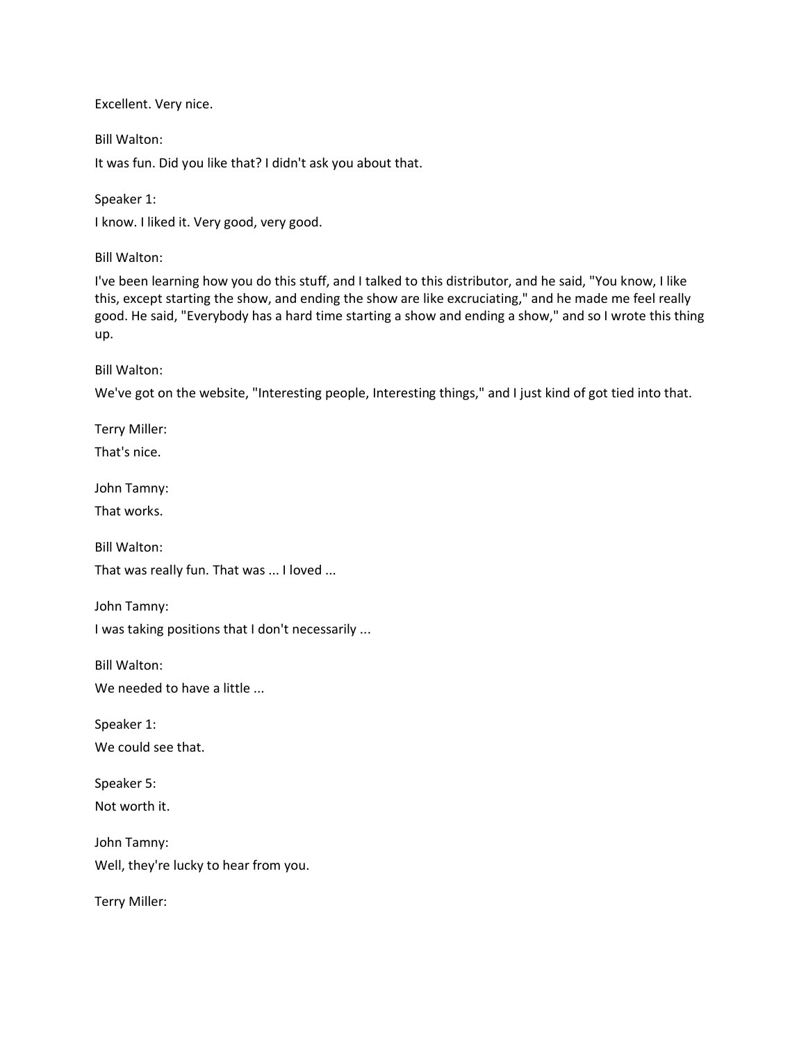Excellent. Very nice.

Bill Walton:

It was fun. Did you like that? I didn't ask you about that.

Speaker 1:

I know. I liked it. Very good, very good.

Bill Walton:

I've been learning how you do this stuff, and I talked to this distributor, and he said, "You know, I like this, except starting the show, and ending the show are like excruciating," and he made me feel really good. He said, "Everybody has a hard time starting a show and ending a show," and so I wrote this thing up.

Bill Walton:

We've got on the website, "Interesting people, Interesting things," and I just kind of got tied into that.

Terry Miller:

That's nice.

John Tamny:

That works.

Bill Walton:

That was really fun. That was ... I loved ...

John Tamny:

I was taking positions that I don't necessarily ...

Bill Walton:

We needed to have a little ...

Speaker 1:

We could see that.

Speaker 5:

Not worth it.

John Tamny:

Well, they're lucky to hear from you.

Terry Miller: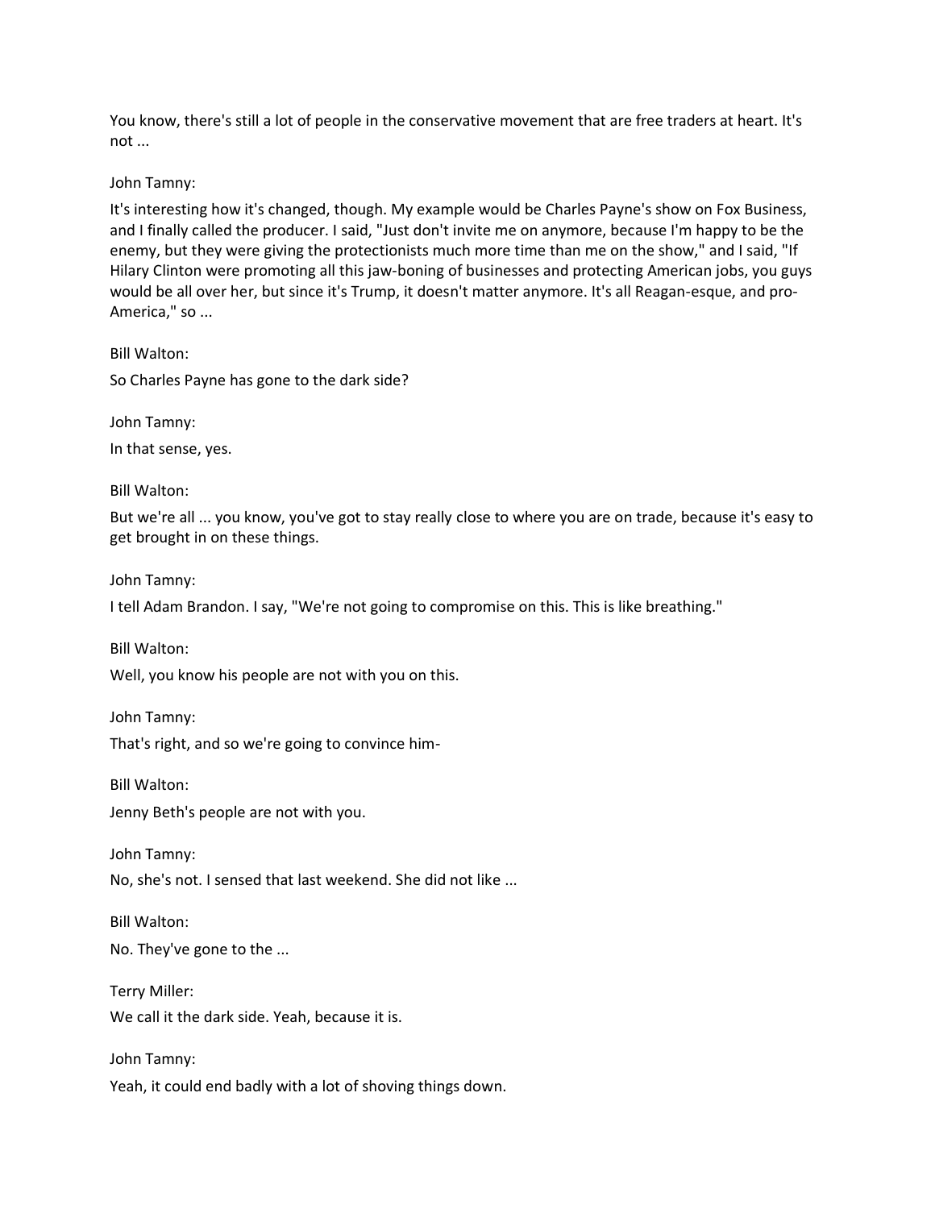You know, there's still a lot of people in the conservative movement that are free traders at heart. It's not ...

John Tamny:

It's interesting how it's changed, though. My example would be Charles Payne's show on Fox Business, and I finally called the producer. I said, "Just don't invite me on anymore, because I'm happy to be the enemy, but they were giving the protectionists much more time than me on the show," and I said, "If Hilary Clinton were promoting all this jaw-boning of businesses and protecting American jobs, you guys would be all over her, but since it's Trump, it doesn't matter anymore. It's all Reagan-esque, and pro-America," so ...

Bill Walton:

So Charles Payne has gone to the dark side?

John Tamny:

In that sense, yes.

Bill Walton:

But we're all ... you know, you've got to stay really close to where you are on trade, because it's easy to get brought in on these things.

John Tamny:

I tell Adam Brandon. I say, "We're not going to compromise on this. This is like breathing."

Bill Walton:

Well, you know his people are not with you on this.

John Tamny:

That's right, and so we're going to convince him-

Bill Walton:

Jenny Beth's people are not with you.

John Tamny:

No, she's not. I sensed that last weekend. She did not like ...

Bill Walton:

No. They've gone to the ...

Terry Miller:

We call it the dark side. Yeah, because it is.

John Tamny:

Yeah, it could end badly with a lot of shoving things down.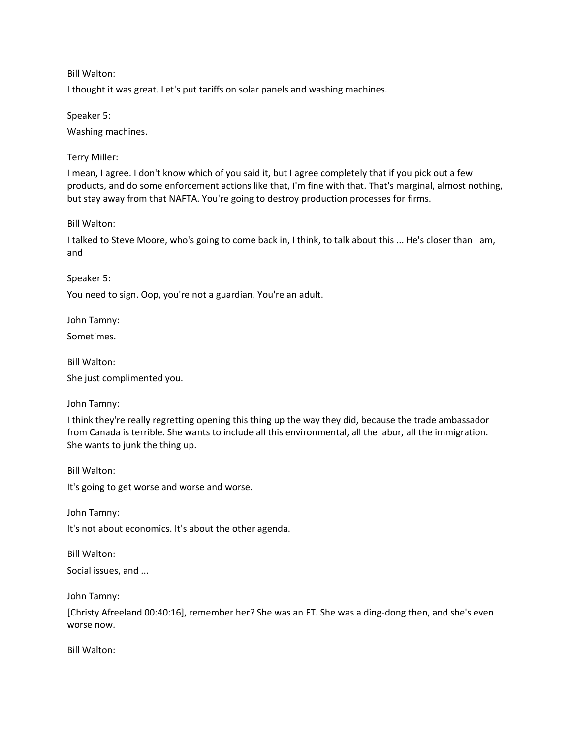Bill Walton:

I thought it was great. Let's put tariffs on solar panels and washing machines.

Speaker 5:

Washing machines.

Terry Miller:

I mean, I agree. I don't know which of you said it, but I agree completely that if you pick out a few products, and do some enforcement actions like that, I'm fine with that. That's marginal, almost nothing, but stay away from that NAFTA. You're going to destroy production processes for firms.

Bill Walton:

I talked to Steve Moore, who's going to come back in, I think, to talk about this ... He's closer than I am, and

Speaker 5:

You need to sign. Oop, you're not a guardian. You're an adult.

John Tamny:

Sometimes.

Bill Walton:

She just complimented you.

John Tamny:

I think they're really regretting opening this thing up the way they did, because the trade ambassador from Canada is terrible. She wants to include all this environmental, all the labor, all the immigration. She wants to junk the thing up.

Bill Walton:

It's going to get worse and worse and worse.

John Tamny:

It's not about economics. It's about the other agenda.

Bill Walton:

Social issues, and ...

John Tamny:

[Christy Afreeland 00:40:16], remember her? She was an FT. She was a ding-dong then, and she's even worse now.

Bill Walton: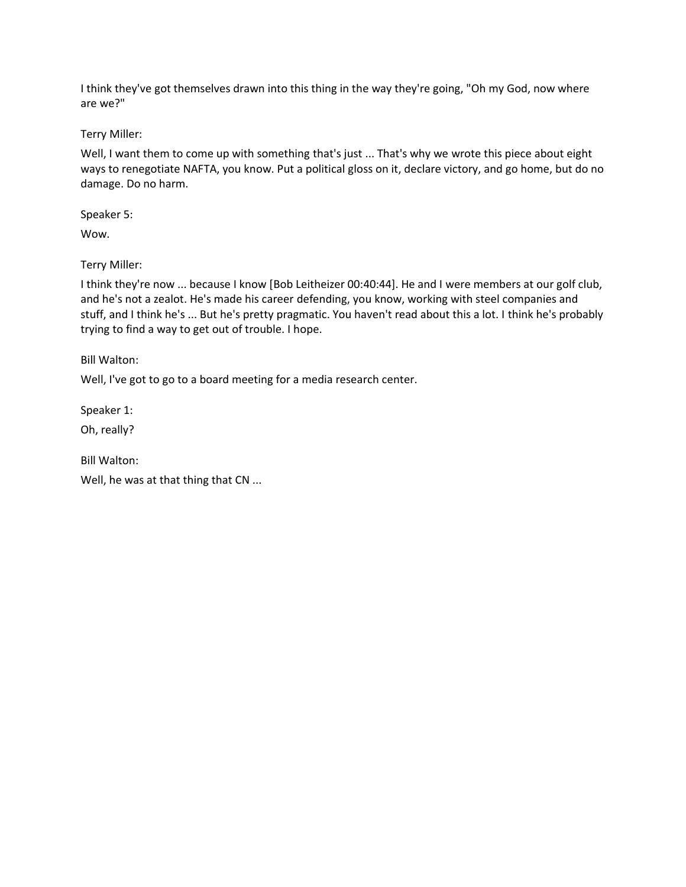I think they've got themselves drawn into this thing in the way they're going, "Oh my God, now where are we?"

Terry Miller:

Well, I want them to come up with something that's just ... That's why we wrote this piece about eight ways to renegotiate NAFTA, you know. Put a political gloss on it, declare victory, and go home, but do no damage. Do no harm.

Speaker 5:

Wow.

Terry Miller:

I think they're now ... because I know [Bob Leitheizer 00:40:44]. He and I were members at our golf club, and he's not a zealot. He's made his career defending, you know, working with steel companies and stuff, and I think he's ... But he's pretty pragmatic. You haven't read about this a lot. I think he's probably trying to find a way to get out of trouble. I hope.

Bill Walton:

Well, I've got to go to a board meeting for a media research center.

Speaker 1:

Oh, really?

Bill Walton:

Well, he was at that thing that CN ...